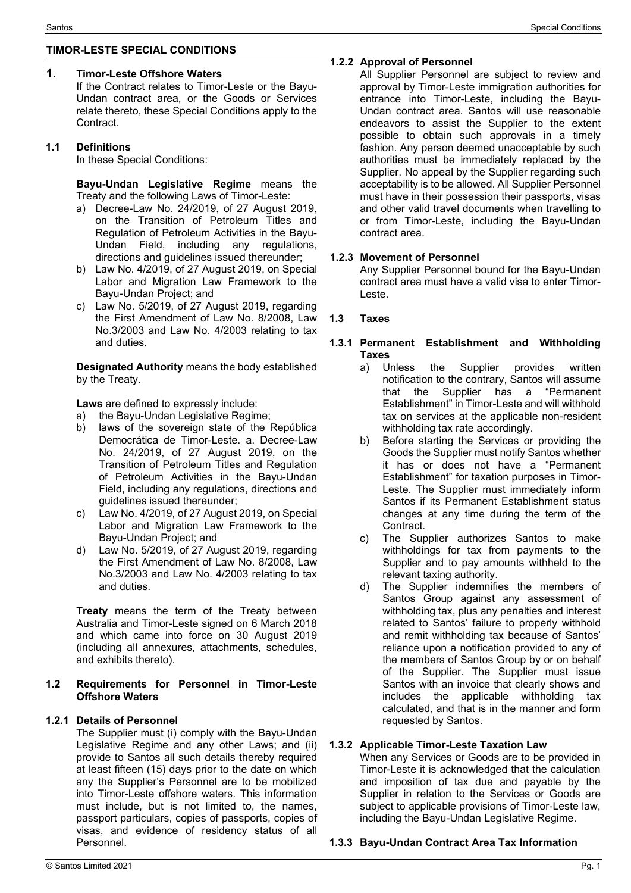## TIMOR-LESTE SPECIAL CONDITIONS

### 1. Timor-Leste Offshore Waters

If the Contract relates to Timor-Leste or the Bayu-Undan contract area, or the Goods or Services relate thereto, these Special Conditions apply to the Contract.

### 1.1 Definitions

In these Special Conditions:

**Bayu-Undan Legislative Regime** means the Treaty and the following Laws of Timor-Leste:

a) Decree-Law No. 24/2019, of 27 August 2019, on the Transition of Petroleum Titles and Regulation of Petroleum Activities in the Bayu-Undan Field, including any regulations, directions and guidelines issued thereunder;
b) Law No. 4/2019, of 27 August 2019, on Special Labor and Migration Law Framework to the Bayu-Undan Project; and
c) Law No. 5/2019, of 27 August 2019, regarding the First Amendment of Law No. 8/2008, Law No.3/2003 and Law No. 4/2003 relating to tax and duties.

**Designated Authority** means the body established by the Treaty.

**Laws** are defined to expressly include:

a) the Bayu-Undan Legislative Regime;
b) laws of the sovereign state of the República Democrática de Timor-Leste. a. Decree-Law No. 24/2019, of 27 August 2019, on the Transition of Petroleum Titles and Regulation of Petroleum Activities in the Bayu-Undan Field, including any regulations, directions and guidelines issued thereunder;
c) Law No. 4/2019, of 27 August 2019, on Special Labor and Migration Law Framework to the Bayu-Undan Project; and
d) Law No. 5/2019, of 27 August 2019, regarding the First Amendment of Law No. 8/2008, Law No.3/2003 and Law No. 4/2003 relating to tax and duties.

**Treaty** means the term of the Treaty between Australia and Timor-Leste signed on 6 March 2018 and which came into force on 30 August 2019 (including all annexures, attachments, schedules, and exhibits thereto).

### 1.2 Requirements for Personnel in Timor-Leste Offshore Waters

#### 1.2.1 Details of Personnel

The Supplier must (i) comply with the Bayu-Undan Legislative Regime and any other Laws; and (ii) provide to Santos all such details thereby required at least fifteen (15) days prior to the date on which any the Supplier's Personnel are to be mobilized into Timor-Leste offshore waters. This information must include, but is not limited to, the names, passport particulars, copies of passports, copies of visas, and evidence of residency status of all Personnel.

#### 1.2.2 Approval of Personnel

All Supplier Personnel are subject to review and approval by Timor-Leste immigration authorities for entrance into Timor-Leste, including the Bayu-Undan contract area. Santos will use reasonable endeavors to assist the Supplier to the extent possible to obtain such approvals in a timely fashion. Any person deemed unacceptable by such authorities must be immediately replaced by the Supplier. No appeal by the Supplier regarding such acceptability is to be allowed. All Supplier Personnel must have in their possession their passports, visas and other valid travel documents when travelling to or from Timor-Leste, including the Bayu-Undan contract area.

#### 1.2.3 Movement of Personnel

Any Supplier Personnel bound for the Bayu-Undan contract area must have a valid visa to enter Timor-Leste.

### 1.3 Taxes

#### 1.3.1 Permanent Establishment and Withholding Taxes

a) Unless the Supplier provides written notification to the contrary, Santos will assume that the Supplier has a "Permanent Establishment" in Timor-Leste and will withhold tax on services at the applicable non-resident withholding tax rate accordingly.
b) Before starting the Services or providing the Goods the Supplier must notify Santos whether it has or does not have a "Permanent Establishment" for taxation purposes in Timor-Leste. The Supplier must immediately inform Santos if its Permanent Establishment status changes at any time during the term of the Contract.
c) The Supplier authorizes Santos to make withholdings for tax from payments to the Supplier and to pay amounts withheld to the relevant taxing authority.
d) The Supplier indemnifies the members of Santos Group against any assessment of withholding tax, plus any penalties and interest related to Santos' failure to properly withhold and remit withholding tax because of Santos' reliance upon a notification provided to any of the members of Santos Group by or on behalf of the Supplier. The Supplier must issue Santos with an invoice that clearly shows and includes the applicable withholding tax calculated, and that is in the manner and form requested by Santos.

#### 1.3.2 Applicable Timor-Leste Taxation Law

When any Services or Goods are to be provided in Timor-Leste it is acknowledged that the calculation and imposition of tax due and payable by the Supplier in relation to the Services or Goods are subject to applicable provisions of Timor-Leste law, including the Bayu-Undan Legislative Regime.

#### 1.3.3 Bayu-Undan Contract Area Tax Information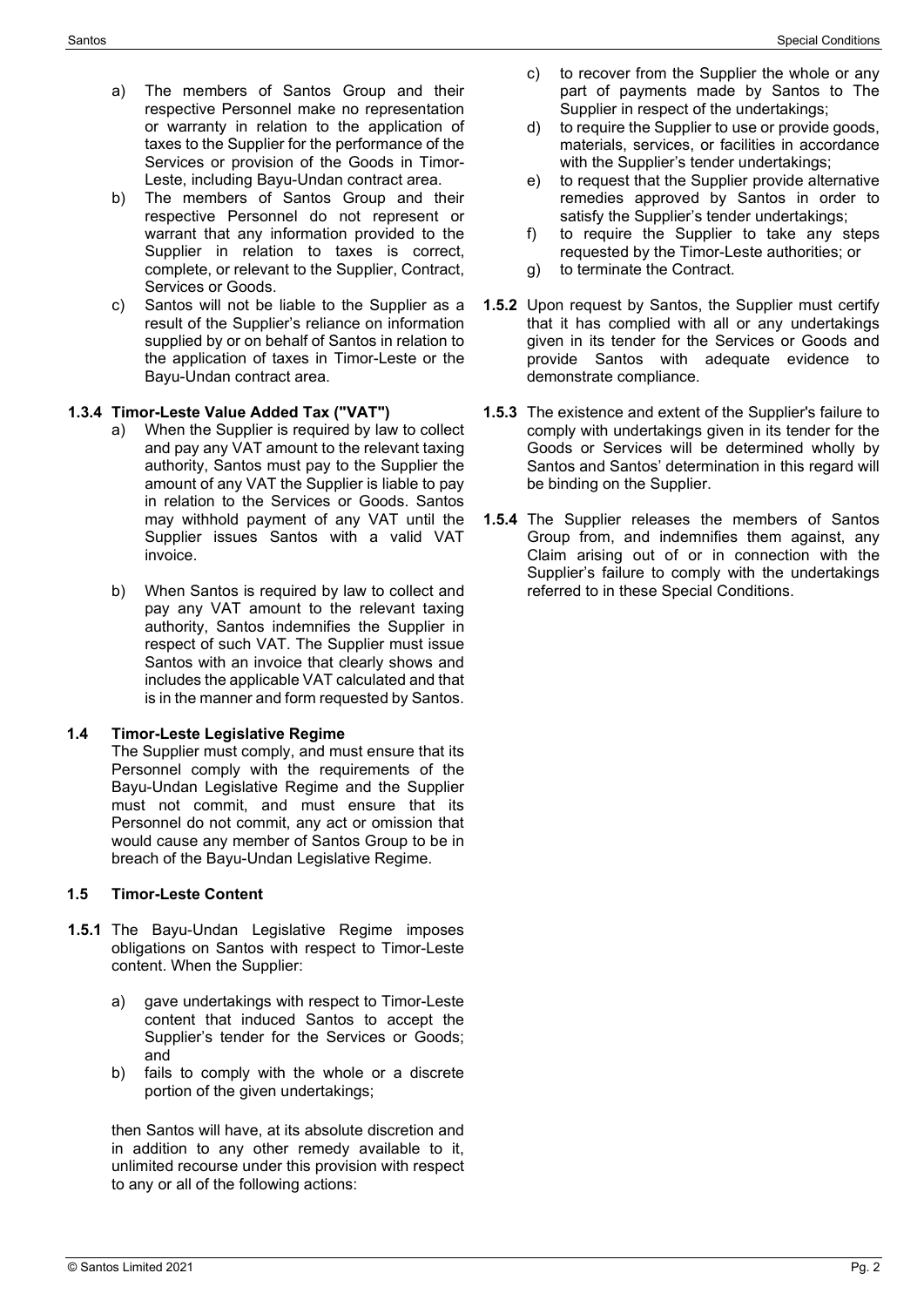a) The members of Santos Group and their respective Personnel make no representation or warranty in relation to the application of taxes to the Supplier for the performance of the Services or provision of the Goods in Timor-Leste, including Bayu-Undan contract area.

b) The members of Santos Group and their respective Personnel do not represent or warrant that any information provided to the Supplier in relation to taxes is correct, complete, or relevant to the Supplier, Contract, Services or Goods.

c) Santos will not be liable to the Supplier as a result of the Supplier's reliance on information supplied by or on behalf of Santos in relation to the application of taxes in Timor-Leste or the Bayu-Undan contract area.

**1.3.4 Timor-Leste Value Added Tax ("VAT")**

a) When the Supplier is required by law to collect and pay any VAT amount to the relevant taxing authority, Santos must pay to the Supplier the amount of any VAT the Supplier is liable to pay in relation to the Services or Goods. Santos may withhold payment of any VAT until the Supplier issues Santos with a valid VAT invoice.

b) When Santos is required by law to collect and pay any VAT amount to the relevant taxing authority, Santos indemnifies the Supplier in respect of such VAT. The Supplier must issue Santos with an invoice that clearly shows and includes the applicable VAT calculated and that is in the manner and form requested by Santos.

## 1.4 Timor-Leste Legislative Regime

The Supplier must comply, and must ensure that its Personnel comply with the requirements of the Bayu-Undan Legislative Regime and the Supplier must not commit, and must ensure that its Personnel do not commit, any act or omission that would cause any member of Santos Group to be in breach of the Bayu-Undan Legislative Regime.

## 1.5 Timor-Leste Content

**1.5.1** The Bayu-Undan Legislative Regime imposes obligations on Santos with respect to Timor-Leste content. When the Supplier:

a) gave undertakings with respect to Timor-Leste content that induced Santos to accept the Supplier's tender for the Services or Goods; and

b) fails to comply with the whole or a discrete portion of the given undertakings;

then Santos will have, at its absolute discretion and in addition to any other remedy available to it, unlimited recourse under this provision with respect to any or all of the following actions:

c) to recover from the Supplier the whole or any part of payments made by Santos to The Supplier in respect of the undertakings;

d) to require the Supplier to use or provide goods, materials, services, or facilities in accordance with the Supplier's tender undertakings;

e) to request that the Supplier provide alternative remedies approved by Santos in order to satisfy the Supplier's tender undertakings;

f) to require the Supplier to take any steps requested by the Timor-Leste authorities; or

g) to terminate the Contract.

**1.5.2** Upon request by Santos, the Supplier must certify that it has complied with all or any undertakings given in its tender for the Services or Goods and provide Santos with adequate evidence to demonstrate compliance.

**1.5.3** The existence and extent of the Supplier's failure to comply with undertakings given in its tender for the Goods or Services will be determined wholly by Santos and Santos' determination in this regard will be binding on the Supplier.

**1.5.4** The Supplier releases the members of Santos Group from, and indemnifies them against, any Claim arising out of or in connection with the Supplier's failure to comply with the undertakings referred to in these Special Conditions.